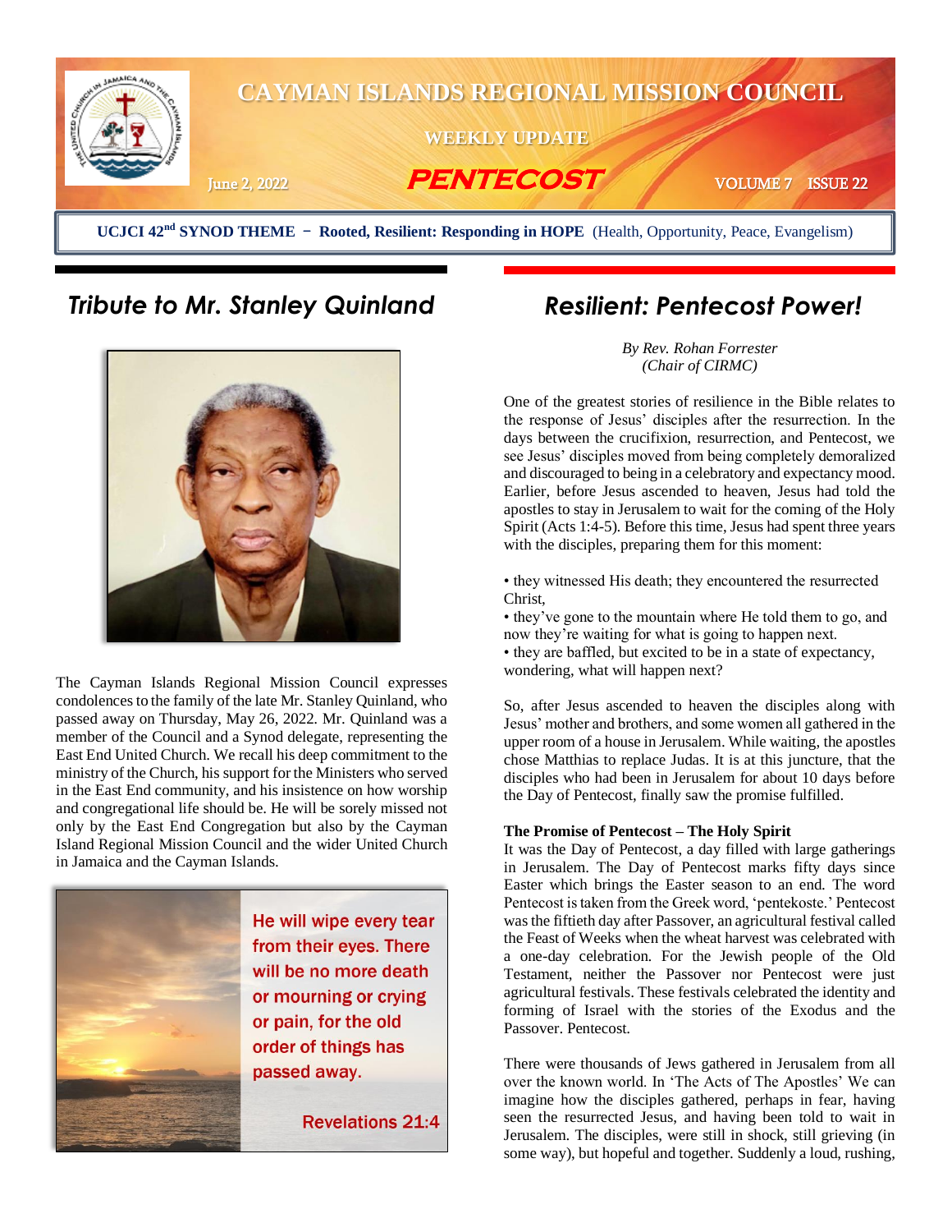# CAYMAN ISLANDS REGIONAL MISSION COUNCIL

**WEEKLY UPDATE**

June 2, 2022 **PENTECOST** VOLUME 7 ISSUE 22

**UCJCI 42nd SYNOD THEME – Rooted, Resilient: Responding in HOPE** (Health, Opportunity, Peace, Evangelism)

## *Tribute to Mr. Stanley Quinland*

The Cayman Islands Regional Mission Council expresses condolences to the family of the late Mr. Stanley Quinland, who passed away on Thursday, May 26, 2022. Mr. Quinland was a member of the Council and a Synod delegate, representing the East End United Church. We recall his deep commitment to the ministry of the Church, his support for the Ministers who served in the East End community, and his insistence on how worship and congregational life should be. He will be sorely missed not only by the East End Congregation but also by the Cayman Island Regional Mission Council and the wider United Church in Jamaica and the Cayman Islands.

He will wipe every tear from their eyes. There will be no more death or mourning or crying or pain, for the old order of things has passed away.

Revelations 21:4

## *Resilient: Pentecost Power!*

*By Rev. Rohan Forrester*
*(Chair of CIRMC)*

One of the greatest stories of resilience in the Bible relates to the response of Jesus' disciples after the resurrection. In the days between the crucifixion, resurrection, and Pentecost, we see Jesus' disciples moved from being completely demoralized and discouraged to being in a celebratory and expectancy mood. Earlier, before Jesus ascended to heaven, Jesus had told the apostles to stay in Jerusalem to wait for the coming of the Holy Spirit (Acts 1:4-5). Before this time, Jesus had spent three years with the disciples, preparing them for this moment:

- they witnessed His death; they encountered the resurrected Christ,
- they've gone to the mountain where He told them to go, and now they're waiting for what is going to happen next.
- they are baffled, but excited to be in a state of expectancy, wondering, what will happen next?

So, after Jesus ascended to heaven the disciples along with Jesus' mother and brothers, and some women all gathered in the upper room of a house in Jerusalem. While waiting, the apostles chose Matthias to replace Judas. It is at this juncture, that the disciples who had been in Jerusalem for about 10 days before the Day of Pentecost, finally saw the promise fulfilled.

**The Promise of Pentecost – The Holy Spirit**

It was the Day of Pentecost, a day filled with large gatherings in Jerusalem. The Day of Pentecost marks fifty days since Easter which brings the Easter season to an end. The word Pentecost is taken from the Greek word, 'pentekoste.' Pentecost was the fiftieth day after Passover, an agricultural festival called the Feast of Weeks when the wheat harvest was celebrated with a one-day celebration. For the Jewish people of the Old Testament, neither the Passover nor Pentecost were just agricultural festivals. These festivals celebrated the identity and forming of Israel with the stories of the Exodus and the Passover. Pentecost.

There were thousands of Jews gathered in Jerusalem from all over the known world. In 'The Acts of The Apostles' We can imagine how the disciples gathered, perhaps in fear, having seen the resurrected Jesus, and having been told to wait in Jerusalem. The disciples, were still in shock, still grieving (in some way), but hopeful and together. Suddenly a loud, rushing,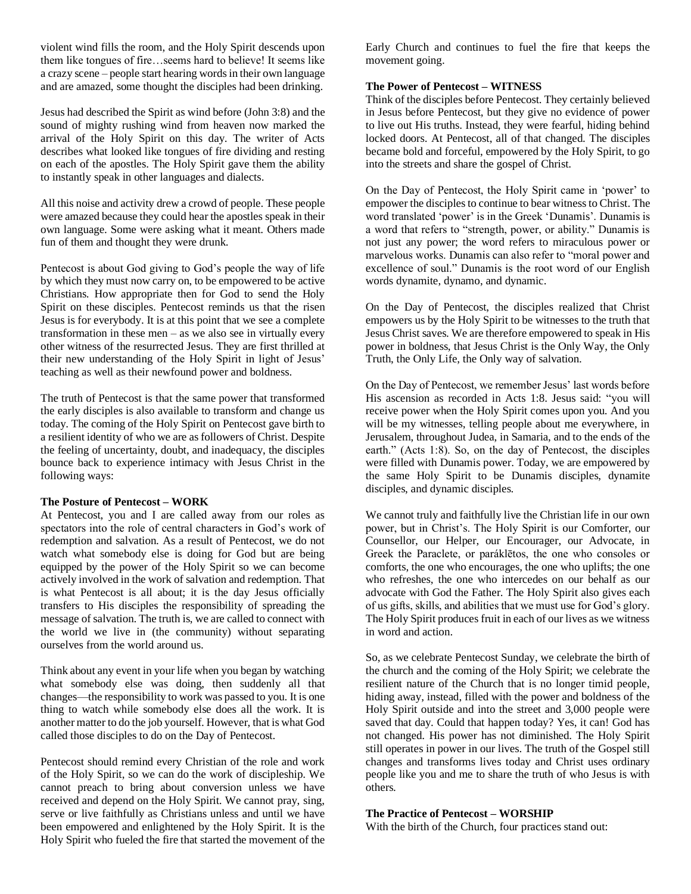violent wind fills the room, and the Holy Spirit descends upon them like tongues of fire…seems hard to believe! It seems like a crazy scene – people start hearing words in their own language and are amazed, some thought the disciples had been drinking.

Jesus had described the Spirit as wind before (John 3:8) and the sound of mighty rushing wind from heaven now marked the arrival of the Holy Spirit on this day. The writer of Acts describes what looked like tongues of fire dividing and resting on each of the apostles. The Holy Spirit gave them the ability to instantly speak in other languages and dialects.

All this noise and activity drew a crowd of people. These people were amazed because they could hear the apostles speak in their own language. Some were asking what it meant. Others made fun of them and thought they were drunk.

Pentecost is about God giving to God's people the way of life by which they must now carry on, to be empowered to be active Christians. How appropriate then for God to send the Holy Spirit on these disciples. Pentecost reminds us that the risen Jesus is for everybody. It is at this point that we see a complete transformation in these men – as we also see in virtually every other witness of the resurrected Jesus. They are first thrilled at their new understanding of the Holy Spirit in light of Jesus' teaching as well as their newfound power and boldness.

The truth of Pentecost is that the same power that transformed the early disciples is also available to transform and change us today. The coming of the Holy Spirit on Pentecost gave birth to a resilient identity of who we are as followers of Christ. Despite the feeling of uncertainty, doubt, and inadequacy, the disciples bounce back to experience intimacy with Jesus Christ in the following ways:

**The Posture of Pentecost – WORK**

At Pentecost, you and I are called away from our roles as spectators into the role of central characters in God's work of redemption and salvation. As a result of Pentecost, we do not watch what somebody else is doing for God but are being equipped by the power of the Holy Spirit so we can become actively involved in the work of salvation and redemption. That is what Pentecost is all about; it is the day Jesus officially transfers to His disciples the responsibility of spreading the message of salvation. The truth is, we are called to connect with the world we live in (the community) without separating ourselves from the world around us.

Think about any event in your life when you began by watching what somebody else was doing, then suddenly all that changes—the responsibility to work was passed to you. It is one thing to watch while somebody else does all the work. It is another matter to do the job yourself. However, that is what God called those disciples to do on the Day of Pentecost.

Pentecost should remind every Christian of the role and work of the Holy Spirit, so we can do the work of discipleship. We cannot preach to bring about conversion unless we have received and depend on the Holy Spirit. We cannot pray, sing, serve or live faithfully as Christians unless and until we have been empowered and enlightened by the Holy Spirit. It is the Holy Spirit who fueled the fire that started the movement of the Early Church and continues to fuel the fire that keeps the movement going.

**The Power of Pentecost – WITNESS**

Think of the disciples before Pentecost. They certainly believed in Jesus before Pentecost, but they give no evidence of power to live out His truths. Instead, they were fearful, hiding behind locked doors. At Pentecost, all of that changed. The disciples became bold and forceful, empowered by the Holy Spirit, to go into the streets and share the gospel of Christ.

On the Day of Pentecost, the Holy Spirit came in 'power' to empower the disciples to continue to bear witness to Christ. The word translated 'power' is in the Greek 'Dunamis'. Dunamis is a word that refers to "strength, power, or ability." Dunamis is not just any power; the word refers to miraculous power or marvelous works. Dunamis can also refer to "moral power and excellence of soul." Dunamis is the root word of our English words dynamite, dynamo, and dynamic.

On the Day of Pentecost, the disciples realized that Christ empowers us by the Holy Spirit to be witnesses to the truth that Jesus Christ saves. We are therefore empowered to speak in His power in boldness, that Jesus Christ is the Only Way, the Only Truth, the Only Life, the Only way of salvation.

On the Day of Pentecost, we remember Jesus' last words before His ascension as recorded in Acts 1:8. Jesus said: "you will receive power when the Holy Spirit comes upon you. And you will be my witnesses, telling people about me everywhere, in Jerusalem, throughout Judea, in Samaria, and to the ends of the earth." (Acts 1:8). So, on the day of Pentecost, the disciples were filled with Dunamis power. Today, we are empowered by the same Holy Spirit to be Dunamis disciples, dynamite disciples, and dynamic disciples.

We cannot truly and faithfully live the Christian life in our own power, but in Christ's. The Holy Spirit is our Comforter, our Counsellor, our Helper, our Encourager, our Advocate, in Greek the Paraclete, or paráklētos, the one who consoles or comforts, the one who encourages, the one who uplifts; the one who refreshes, the one who intercedes on our behalf as our advocate with God the Father. The Holy Spirit also gives each of us gifts, skills, and abilities that we must use for God's glory. The Holy Spirit produces fruit in each of our lives as we witness in word and action.

So, as we celebrate Pentecost Sunday, we celebrate the birth of the church and the coming of the Holy Spirit; we celebrate the resilient nature of the Church that is no longer timid people, hiding away, instead, filled with the power and boldness of the Holy Spirit outside and into the street and 3,000 people were saved that day. Could that happen today? Yes, it can! God has not changed. His power has not diminished. The Holy Spirit still operates in power in our lives. The truth of the Gospel still changes and transforms lives today and Christ uses ordinary people like you and me to share the truth of who Jesus is with others.

**The Practice of Pentecost – WORSHIP**

With the birth of the Church, four practices stand out: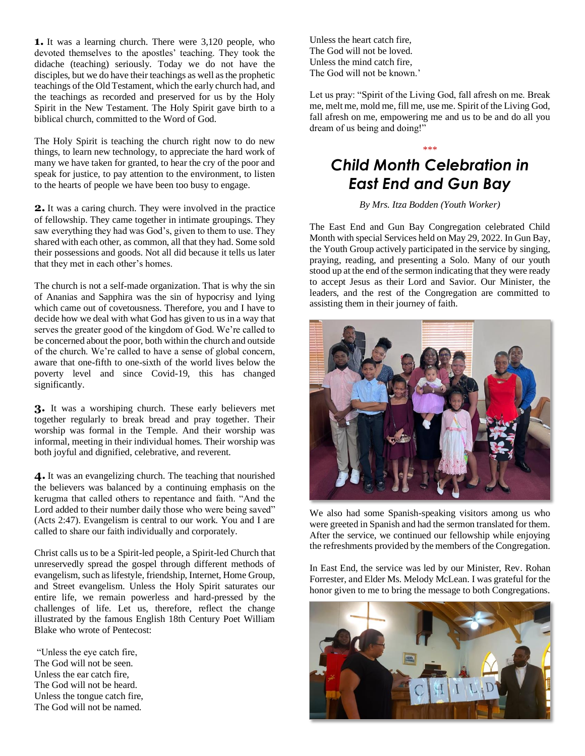**1.** It was a learning church. There were 3,120 people, who devoted themselves to the apostles' teaching. They took the didache (teaching) seriously. Today we do not have the disciples, but we do have their teachings as well as the prophetic teachings of the Old Testament, which the early church had, and the teachings as recorded and preserved for us by the Holy Spirit in the New Testament. The Holy Spirit gave birth to a biblical church, committed to the Word of God.

The Holy Spirit is teaching the church right now to do new things, to learn new technology, to appreciate the hard work of many we have taken for granted, to hear the cry of the poor and speak for justice, to pay attention to the environment, to listen to the hearts of people we have been too busy to engage.

**2.** It was a caring church. They were involved in the practice of fellowship. They came together in intimate groupings. They saw everything they had was God's, given to them to use. They shared with each other, as common, all that they had. Some sold their possessions and goods. Not all did because it tells us later that they met in each other's homes.

The church is not a self-made organization. That is why the sin of Ananias and Sapphira was the sin of hypocrisy and lying which came out of covetousness. Therefore, you and I have to decide how we deal with what God has given to us in a way that serves the greater good of the kingdom of God. We're called to be concerned about the poor, both within the church and outside of the church. We're called to have a sense of global concern, aware that one-fifth to one-sixth of the world lives below the poverty level and since Covid-19, this has changed significantly.

**3.** It was a worshiping church. These early believers met together regularly to break bread and pray together. Their worship was formal in the Temple. And their worship was informal, meeting in their individual homes. Their worship was both joyful and dignified, celebrative, and reverent.

**4.** It was an evangelizing church. The teaching that nourished the believers was balanced by a continuing emphasis on the kerugma that called others to repentance and faith. "And the Lord added to their number daily those who were being saved" (Acts 2:47). Evangelism is central to our work. You and I are called to share our faith individually and corporately.

Christ calls us to be a Spirit-led people, a Spirit-led Church that unreservedly spread the gospel through different methods of evangelism, such as lifestyle, friendship, Internet, Home Group, and Street evangelism. Unless the Holy Spirit saturates our entire life, we remain powerless and hard-pressed by the challenges of life. Let us, therefore, reflect the change illustrated by the famous English 18th Century Poet William Blake who wrote of Pentecost:

"Unless the eye catch fire,
The God will not be seen.
Unless the ear catch fire,
The God will not be heard.
Unless the tongue catch fire,
The God will not be named.
Unless the heart catch fire,
The God will not be loved.
Unless the mind catch fire,
The God will not be known.'

Let us pray: "Spirit of the Living God, fall afresh on me. Break me, melt me, mold me, fill me, use me. Spirit of the Living God, fall afresh on me, empowering me and us to be and do all you dream of us being and doing!"

\*\*\*

# Child Month Celebration in East End and Gun Bay

*By Mrs. Itza Bodden (Youth Worker)*

The East End and Gun Bay Congregation celebrated Child Month with special Services held on May 29, 2022. In Gun Bay, the Youth Group actively participated in the service by singing, praying, reading, and presenting a Solo. Many of our youth stood up at the end of the sermon indicating that they were ready to accept Jesus as their Lord and Savior. Our Minister, the leaders, and the rest of the Congregation are committed to assisting them in their journey of faith.

We also had some Spanish-speaking visitors among us who were greeted in Spanish and had the sermon translated for them. After the service, we continued our fellowship while enjoying the refreshments provided by the members of the Congregation.

In East End, the service was led by our Minister, Rev. Rohan Forrester, and Elder Ms. Melody McLean. I was grateful for the honor given to me to bring the message to both Congregations.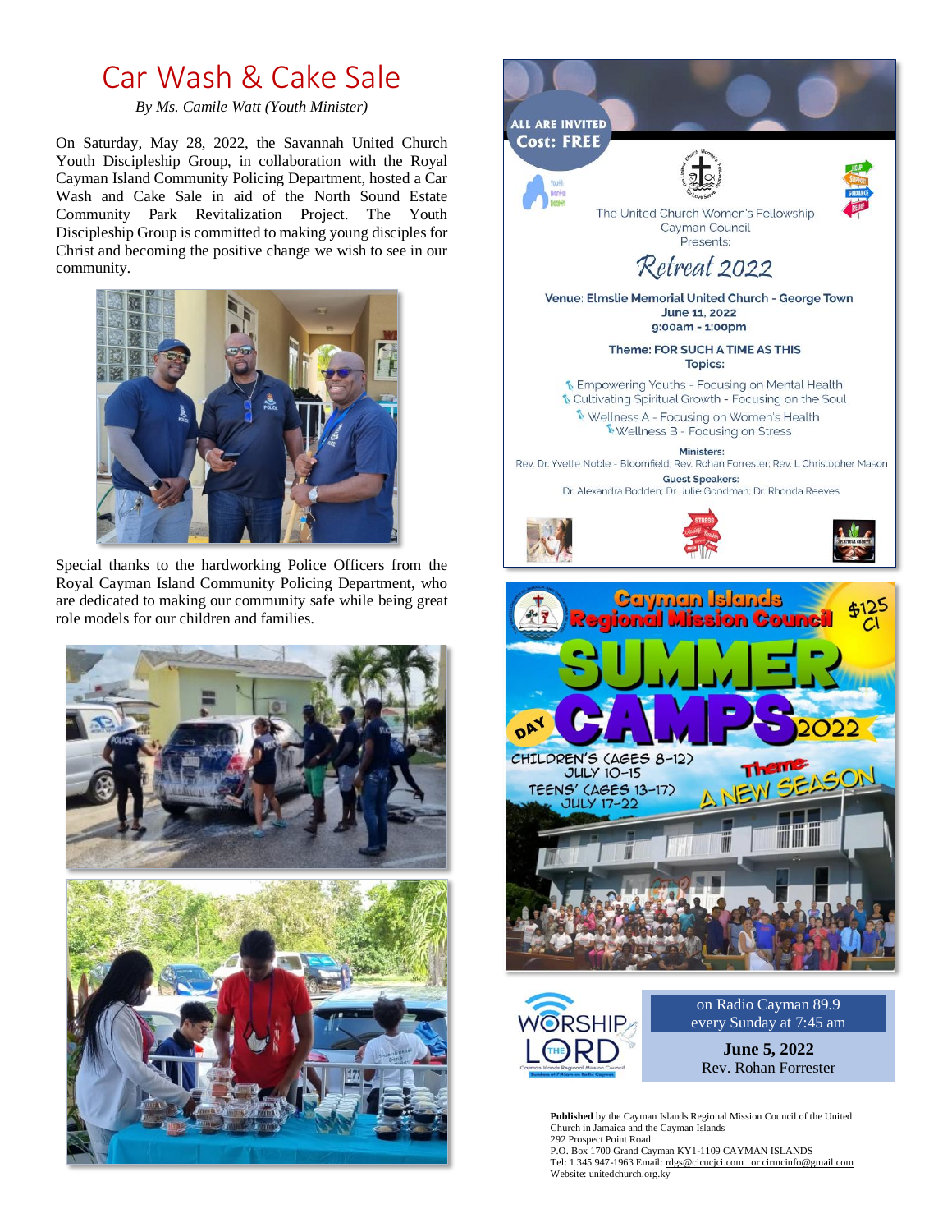# Car Wash & Cake Sale

*By Ms. Camile Watt (Youth Minister)*

On Saturday, May 28, 2022, the Savannah United Church Youth Discipleship Group, in collaboration with the Royal Cayman Island Community Policing Department, hosted a Car Wash and Cake Sale in aid of the North Sound Estate Community Park Revitalization Project. The Youth Discipleship Group is committed to making young disciples for Christ and becoming the positive change we wish to see in our community.

Special thanks to the hardworking Police Officers from the Royal Cayman Island Community Policing Department, who are dedicated to making our community safe while being great role models for our children and families.

ALL ARE INVITED
Cost: FREE

The United Church Women's Fellowship
Cayman Council
Presents:

## Retreat 2022

**Venue: Elmslie Memorial United Church - George Town**
**June 11, 2022**
**9:00am - 1:00pm**

**Theme: FOR SUCH A TIME AS THIS**
**Topics:**

- Empowering Youths - Focusing on Mental Health
- Cultivating Spiritual Growth - Focusing on the Soul
- Wellness A - Focusing on Women's Health
- Wellness B - Focusing on Stress

**Ministers:**
Rev. Dr. Yvette Noble - Bloomfield; Rev. Rohan Forrester; Rev. L Christopher Mason

**Guest Speakers:**
Dr. Alexandra Bodden; Dr. Julie Goodman; Dr. Rhonda Reeves

## Cayman Islands Regional Mission Council

# DAY SUMMER CAMPS 2022

$125 CI

CHILDREN'S (AGES 8-12) JULY 10-15
TEENS' (AGES 13-17) JULY 17-22

Theme: A NEW SEASON

WORSHIP THE LORD

on Radio Cayman 89.9
every Sunday at 7:45 am

**June 5, 2022**
Rev. Rohan Forrester

**Published** by the Cayman Islands Regional Mission Council of the United Church in Jamaica and the Cayman Islands
292 Prospect Point Road
P.O. Box 1700 Grand Cayman KY1-1109 CAYMAN ISLANDS
Tel: 1 345 947-1963 Email: rdgs@cicucjci.com or cirmcinfo@gmail.com
Website: unitedchurch.org.ky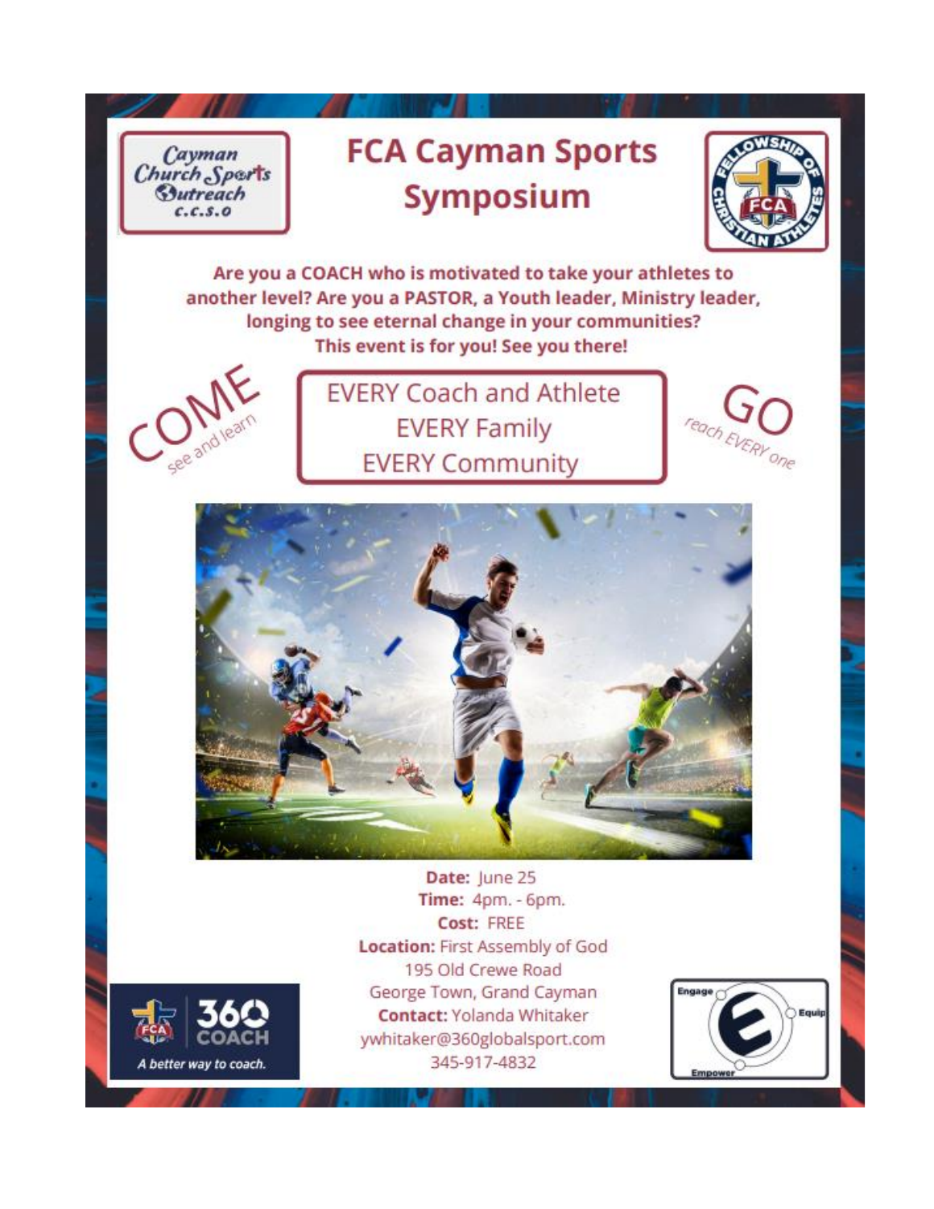Cayman Church Sports Outreach
C.C.S.O

# FCA Cayman Sports Symposium

FELLOWSHIP OF CHRISTIAN ATHLETES
FCA

**Are you a COACH who is motivated to take your athletes to another level? Are you a PASTOR, a Youth leader, Ministry leader, longing to see eternal change in your communities? This event is for you! See you there!**

COME
see and learn

EVERY Coach and Athlete
EVERY Family
EVERY Community

GO
reach EVERY one

**Date:** June 25
**Time:** 4pm. - 6pm.
**Cost:** FREE
**Location:** First Assembly of God
195 Old Crewe Road
George Town, Grand Cayman
**Contact:** Yolanda Whitaker
ywhitaker@360globalsport.com
345-917-4832

FCA 360 COACH
*A better way to coach.*

Engage
Equip
Empower